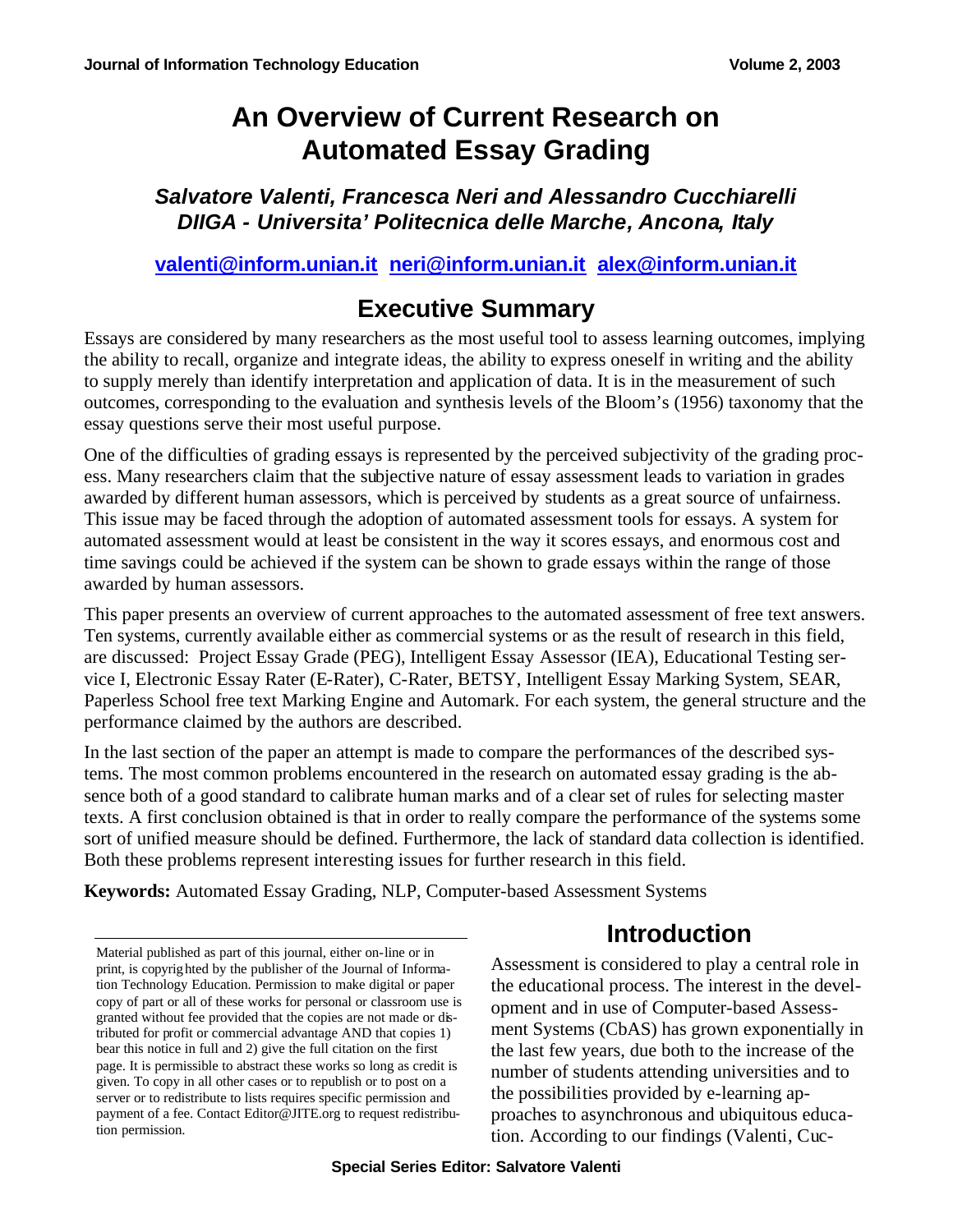# An Overview of Current Research on Automated Essay Grading

***Salvatore Valenti, Francesca Neri and Alessandro Cucchiarelli***
***DIIGA - Universita' Politecnica delle Marche, Ancona, Italy***

**valenti@inform.unian.it neri@inform.unian.it alex@inform.unian.it**

## Executive Summary

Essays are considered by many researchers as the most useful tool to assess learning outcomes, implying the ability to recall, organize and integrate ideas, the ability to express oneself in writing and the ability to supply merely than identify interpretation and application of data. It is in the measurement of such outcomes, corresponding to the evaluation and synthesis levels of the Bloom's (1956) taxonomy that the essay questions serve their most useful purpose.

One of the difficulties of grading essays is represented by the perceived subjectivity of the grading process. Many researchers claim that the subjective nature of essay assessment leads to variation in grades awarded by different human assessors, which is perceived by students as a great source of unfairness. This issue may be faced through the adoption of automated assessment tools for essays. A system for automated assessment would at least be consistent in the way it scores essays, and enormous cost and time savings could be achieved if the system can be shown to grade essays within the range of those awarded by human assessors.

This paper presents an overview of current approaches to the automated assessment of free text answers. Ten systems, currently available either as commercial systems or as the result of research in this field, are discussed: Project Essay Grade (PEG), Intelligent Essay Assessor (IEA), Educational Testing service I, Electronic Essay Rater (E-Rater), C-Rater, BETSY, Intelligent Essay Marking System, SEAR, Paperless School free text Marking Engine and Automark. For each system, the general structure and the performance claimed by the authors are described.

In the last section of the paper an attempt is made to compare the performances of the described systems. The most common problems encountered in the research on automated essay grading is the absence both of a good standard to calibrate human marks and of a clear set of rules for selecting master texts. A first conclusion obtained is that in order to really compare the performance of the systems some sort of unified measure should be defined. Furthermore, the lack of standard data collection is identified. Both these problems represent interesting issues for further research in this field.

**Keywords:** Automated Essay Grading, NLP, Computer-based Assessment Systems

## Introduction

Assessment is considered to play a central role in the educational process. The interest in the development and in use of Computer-based Assessment Systems (CbAS) has grown exponentially in the last few years, due both to the increase of the number of students attending universities and to the possibilities provided by e-learning approaches to asynchronous and ubiquitous education. According to our findings (Valenti, Cuc-

Material published as part of this journal, either on-line or in print, is copyrighted by the publisher of the Journal of Information Technology Education. Permission to make digital or paper copy of part or all of these works for personal or classroom use is granted without fee provided that the copies are not made or distributed for profit or commercial advantage AND that copies 1) bear this notice in full and 2) give the full citation on the first page. It is permissible to abstract these works so long as credit is given. To copy in all other cases or to republish or to post on a server or to redistribute to lists requires specific permission and payment of a fee. Contact Editor@JITE.org to request redistribution permission.

Special Series Editor: Salvatore Valenti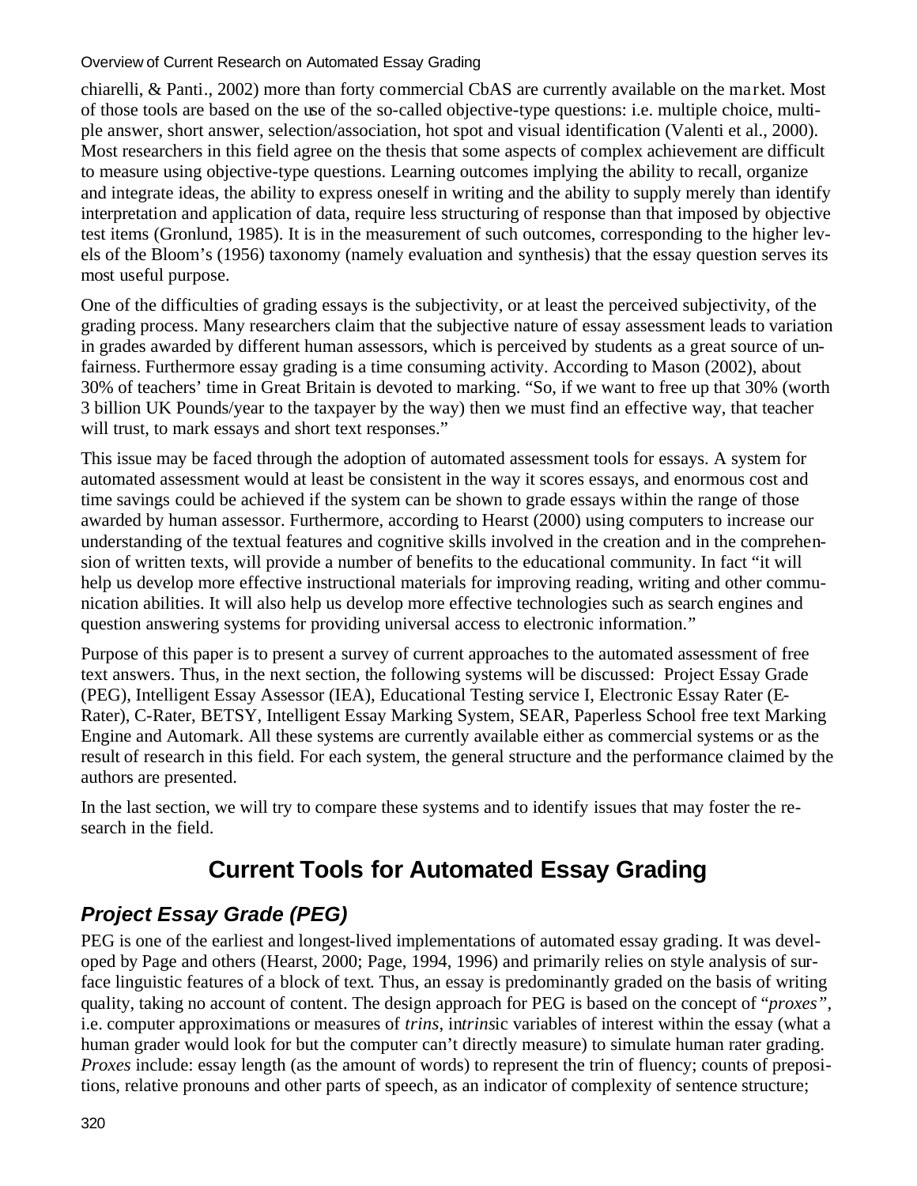chiarelli, & Panti., 2002) more than forty commercial CbAS are currently available on the market. Most of those tools are based on the use of the so-called objective-type questions: i.e. multiple choice, multiple answer, short answer, selection/association, hot spot and visual identification (Valenti et al., 2000). Most researchers in this field agree on the thesis that some aspects of complex achievement are difficult to measure using objective-type questions. Learning outcomes implying the ability to recall, organize and integrate ideas, the ability to express oneself in writing and the ability to supply merely than identify interpretation and application of data, require less structuring of response than that imposed by objective test items (Gronlund, 1985). It is in the measurement of such outcomes, corresponding to the higher levels of the Bloom's (1956) taxonomy (namely evaluation and synthesis) that the essay question serves its most useful purpose.

One of the difficulties of grading essays is the subjectivity, or at least the perceived subjectivity, of the grading process. Many researchers claim that the subjective nature of essay assessment leads to variation in grades awarded by different human assessors, which is perceived by students as a great source of unfairness. Furthermore essay grading is a time consuming activity. According to Mason (2002), about 30% of teachers' time in Great Britain is devoted to marking. "So, if we want to free up that 30% (worth 3 billion UK Pounds/year to the taxpayer by the way) then we must find an effective way, that teacher will trust, to mark essays and short text responses."

This issue may be faced through the adoption of automated assessment tools for essays. A system for automated assessment would at least be consistent in the way it scores essays, and enormous cost and time savings could be achieved if the system can be shown to grade essays within the range of those awarded by human assessor. Furthermore, according to Hearst (2000) using computers to increase our understanding of the textual features and cognitive skills involved in the creation and in the comprehension of written texts, will provide a number of benefits to the educational community. In fact "it will help us develop more effective instructional materials for improving reading, writing and other communication abilities. It will also help us develop more effective technologies such as search engines and question answering systems for providing universal access to electronic information."

Purpose of this paper is to present a survey of current approaches to the automated assessment of free text answers. Thus, in the next section, the following systems will be discussed: Project Essay Grade (PEG), Intelligent Essay Assessor (IEA), Educational Testing service I, Electronic Essay Rater (E-Rater), C-Rater, BETSY, Intelligent Essay Marking System, SEAR, Paperless School free text Marking Engine and Automark. All these systems are currently available either as commercial systems or as the result of research in this field. For each system, the general structure and the performance claimed by the authors are presented.

In the last section, we will try to compare these systems and to identify issues that may foster the research in the field.

# Current Tools for Automated Essay Grading

## *Project Essay Grade (PEG)*

PEG is one of the earliest and longest-lived implementations of automated essay grading. It was developed by Page and others (Hearst, 2000; Page, 1994, 1996) and primarily relies on style analysis of surface linguistic features of a block of text. Thus, an essay is predominantly graded on the basis of writing quality, taking no account of content. The design approach for PEG is based on the concept of "*proxes*", i.e. computer approximations or measures of *trins*, in*trins*ic variables of interest within the essay (what a human grader would look for but the computer can't directly measure) to simulate human rater grading. *Proxes* include: essay length (as the amount of words) to represent the trin of fluency; counts of prepositions, relative pronouns and other parts of speech, as an indicator of complexity of sentence structure;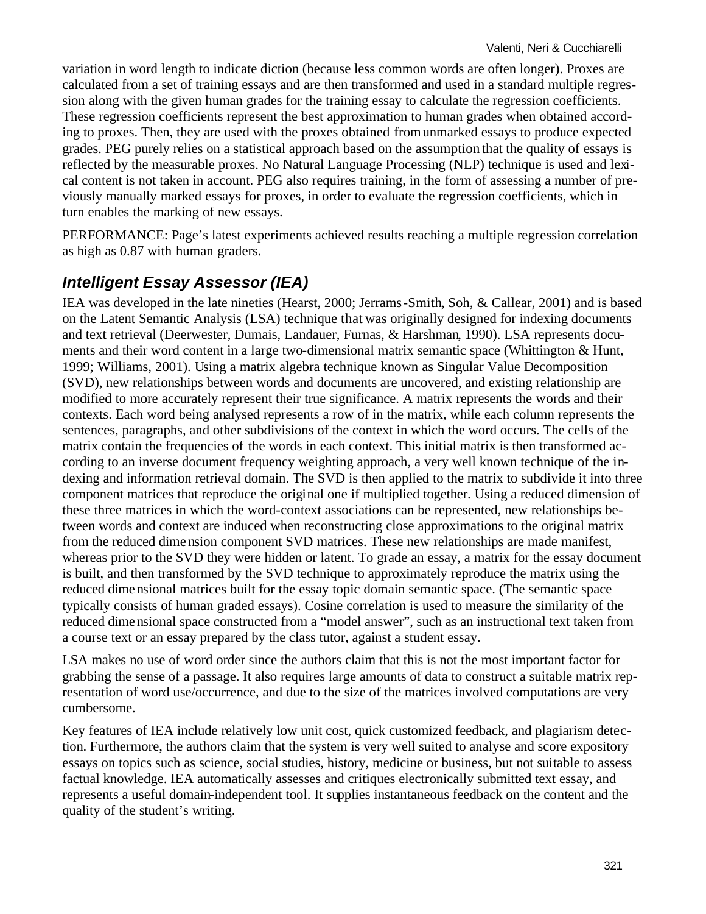variation in word length to indicate diction (because less common words are often longer). Proxes are calculated from a set of training essays and are then transformed and used in a standard multiple regression along with the given human grades for the training essay to calculate the regression coefficients. These regression coefficients represent the best approximation to human grades when obtained according to proxes. Then, they are used with the proxes obtained from unmarked essays to produce expected grades. PEG purely relies on a statistical approach based on the assumption that the quality of essays is reflected by the measurable proxes. No Natural Language Processing (NLP) technique is used and lexical content is not taken in account. PEG also requires training, in the form of assessing a number of previously manually marked essays for proxes, in order to evaluate the regression coefficients, which in turn enables the marking of new essays.

PERFORMANCE: Page's latest experiments achieved results reaching a multiple regression correlation as high as 0.87 with human graders.

## *Intelligent Essay Assessor (IEA)*

IEA was developed in the late nineties (Hearst, 2000; Jerrams-Smith, Soh, & Callear, 2001) and is based on the Latent Semantic Analysis (LSA) technique that was originally designed for indexing documents and text retrieval (Deerwester, Dumais, Landauer, Furnas, & Harshman, 1990). LSA represents documents and their word content in a large two-dimensional matrix semantic space (Whittington & Hunt, 1999; Williams, 2001). Using a matrix algebra technique known as Singular Value Decomposition (SVD), new relationships between words and documents are uncovered, and existing relationship are modified to more accurately represent their true significance. A matrix represents the words and their contexts. Each word being analysed represents a row of in the matrix, while each column represents the sentences, paragraphs, and other subdivisions of the context in which the word occurs. The cells of the matrix contain the frequencies of the words in each context. This initial matrix is then transformed according to an inverse document frequency weighting approach, a very well known technique of the indexing and information retrieval domain. The SVD is then applied to the matrix to subdivide it into three component matrices that reproduce the original one if multiplied together. Using a reduced dimension of these three matrices in which the word-context associations can be represented, new relationships between words and context are induced when reconstructing close approximations to the original matrix from the reduced dimension component SVD matrices. These new relationships are made manifest, whereas prior to the SVD they were hidden or latent. To grade an essay, a matrix for the essay document is built, and then transformed by the SVD technique to approximately reproduce the matrix using the reduced dimensional matrices built for the essay topic domain semantic space. (The semantic space typically consists of human graded essays). Cosine correlation is used to measure the similarity of the reduced dimensional space constructed from a "model answer", such as an instructional text taken from a course text or an essay prepared by the class tutor, against a student essay.

LSA makes no use of word order since the authors claim that this is not the most important factor for grabbing the sense of a passage. It also requires large amounts of data to construct a suitable matrix representation of word use/occurrence, and due to the size of the matrices involved computations are very cumbersome.

Key features of IEA include relatively low unit cost, quick customized feedback, and plagiarism detection. Furthermore, the authors claim that the system is very well suited to analyse and score expository essays on topics such as science, social studies, history, medicine or business, but not suitable to assess factual knowledge. IEA automatically assesses and critiques electronically submitted text essay, and represents a useful domain-independent tool. It supplies instantaneous feedback on the content and the quality of the student's writing.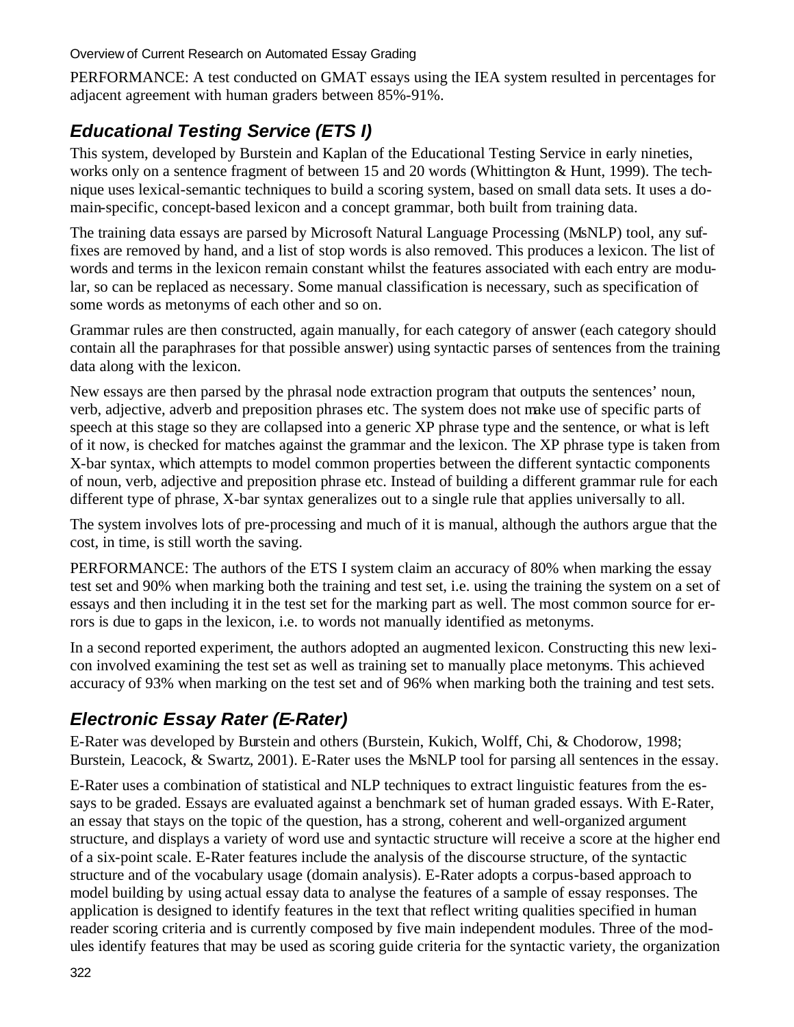PERFORMANCE: A test conducted on GMAT essays using the IEA system resulted in percentages for adjacent agreement with human graders between 85%-91%.

## *Educational Testing Service (ETS I)*

This system, developed by Burstein and Kaplan of the Educational Testing Service in early nineties, works only on a sentence fragment of between 15 and 20 words (Whittington & Hunt, 1999). The technique uses lexical-semantic techniques to build a scoring system, based on small data sets. It uses a domain-specific, concept-based lexicon and a concept grammar, both built from training data.

The training data essays are parsed by Microsoft Natural Language Processing (MsNLP) tool, any suffixes are removed by hand, and a list of stop words is also removed. This produces a lexicon. The list of words and terms in the lexicon remain constant whilst the features associated with each entry are modular, so can be replaced as necessary. Some manual classification is necessary, such as specification of some words as metonyms of each other and so on.

Grammar rules are then constructed, again manually, for each category of answer (each category should contain all the paraphrases for that possible answer) using syntactic parses of sentences from the training data along with the lexicon.

New essays are then parsed by the phrasal node extraction program that outputs the sentences' noun, verb, adjective, adverb and preposition phrases etc. The system does not make use of specific parts of speech at this stage so they are collapsed into a generic XP phrase type and the sentence, or what is left of it now, is checked for matches against the grammar and the lexicon. The XP phrase type is taken from X-bar syntax, which attempts to model common properties between the different syntactic components of noun, verb, adjective and preposition phrase etc. Instead of building a different grammar rule for each different type of phrase, X-bar syntax generalizes out to a single rule that applies universally to all.

The system involves lots of pre-processing and much of it is manual, although the authors argue that the cost, in time, is still worth the saving.

PERFORMANCE: The authors of the ETS I system claim an accuracy of 80% when marking the essay test set and 90% when marking both the training and test set, i.e. using the training the system on a set of essays and then including it in the test set for the marking part as well. The most common source for errors is due to gaps in the lexicon, i.e. to words not manually identified as metonyms.

In a second reported experiment, the authors adopted an augmented lexicon. Constructing this new lexicon involved examining the test set as well as training set to manually place metonyms. This achieved accuracy of 93% when marking on the test set and of 96% when marking both the training and test sets.

## *Electronic Essay Rater (E-Rater)*

E-Rater was developed by Burstein and others (Burstein, Kukich, Wolff, Chi, & Chodorow, 1998; Burstein, Leacock, & Swartz, 2001). E-Rater uses the MsNLP tool for parsing all sentences in the essay.

E-Rater uses a combination of statistical and NLP techniques to extract linguistic features from the essays to be graded. Essays are evaluated against a benchmark set of human graded essays. With E-Rater, an essay that stays on the topic of the question, has a strong, coherent and well-organized argument structure, and displays a variety of word use and syntactic structure will receive a score at the higher end of a six-point scale. E-Rater features include the analysis of the discourse structure, of the syntactic structure and of the vocabulary usage (domain analysis). E-Rater adopts a corpus-based approach to model building by using actual essay data to analyse the features of a sample of essay responses. The application is designed to identify features in the text that reflect writing qualities specified in human reader scoring criteria and is currently composed by five main independent modules. Three of the modules identify features that may be used as scoring guide criteria for the syntactic variety, the organization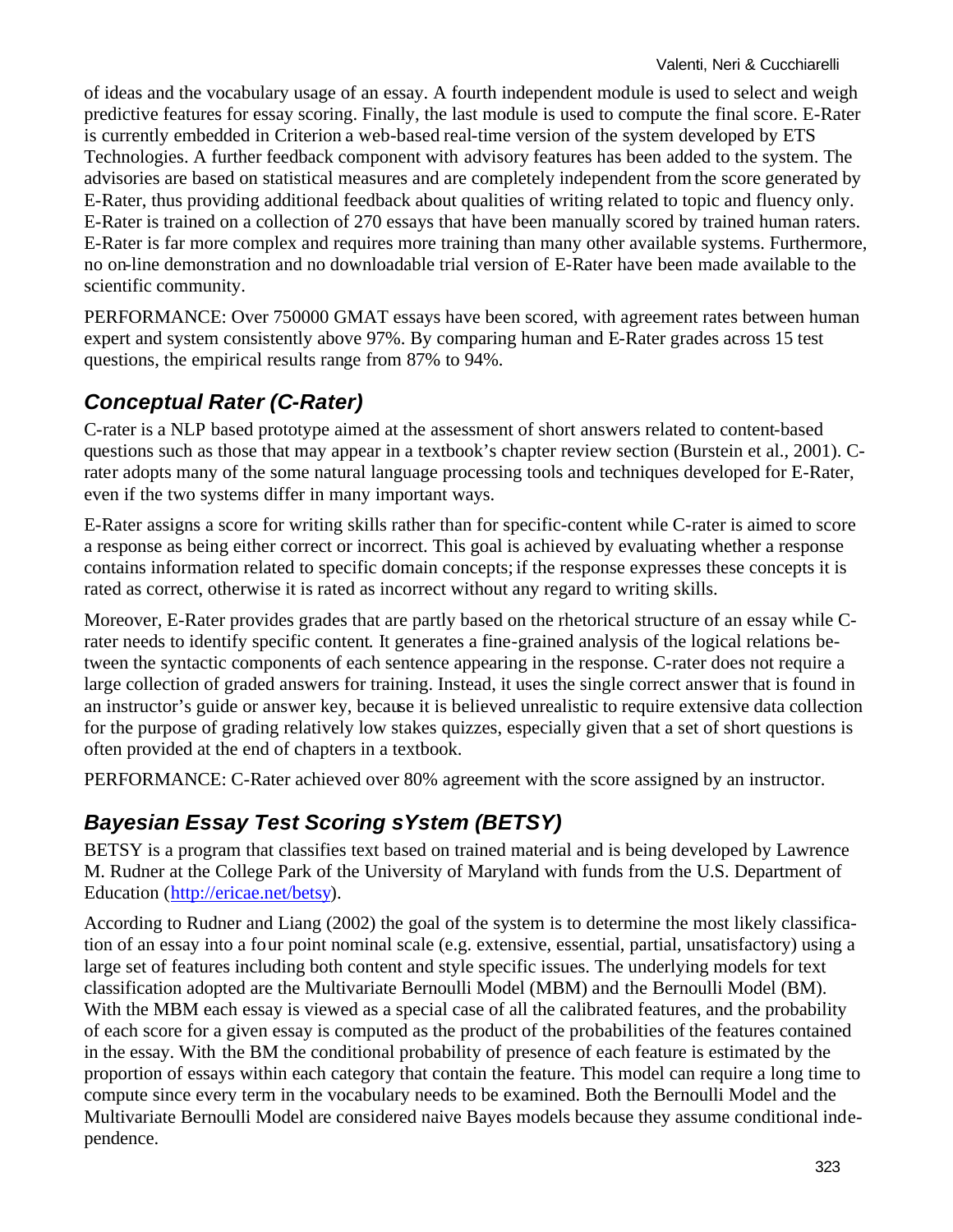of ideas and the vocabulary usage of an essay. A fourth independent module is used to select and weigh predictive features for essay scoring. Finally, the last module is used to compute the final score. E-Rater is currently embedded in Criterion a web-based real-time version of the system developed by ETS Technologies. A further feedback component with advisory features has been added to the system. The advisories are based on statistical measures and are completely independent from the score generated by E-Rater, thus providing additional feedback about qualities of writing related to topic and fluency only. E-Rater is trained on a collection of 270 essays that have been manually scored by trained human raters. E-Rater is far more complex and requires more training than many other available systems. Furthermore, no on-line demonstration and no downloadable trial version of E-Rater have been made available to the scientific community.

PERFORMANCE: Over 750000 GMAT essays have been scored, with agreement rates between human expert and system consistently above 97%. By comparing human and E-Rater grades across 15 test questions, the empirical results range from 87% to 94%.

## *Conceptual Rater (C-Rater)*

C-rater is a NLP based prototype aimed at the assessment of short answers related to content-based questions such as those that may appear in a textbook's chapter review section (Burstein et al., 2001). C-rater adopts many of the some natural language processing tools and techniques developed for E-Rater, even if the two systems differ in many important ways.

E-Rater assigns a score for writing skills rather than for specific-content while C-rater is aimed to score a response as being either correct or incorrect. This goal is achieved by evaluating whether a response contains information related to specific domain concepts; if the response expresses these concepts it is rated as correct, otherwise it is rated as incorrect without any regard to writing skills.

Moreover, E-Rater provides grades that are partly based on the rhetorical structure of an essay while C-rater needs to identify specific content. It generates a fine-grained analysis of the logical relations between the syntactic components of each sentence appearing in the response. C-rater does not require a large collection of graded answers for training. Instead, it uses the single correct answer that is found in an instructor's guide or answer key, because it is believed unrealistic to require extensive data collection for the purpose of grading relatively low stakes quizzes, especially given that a set of short questions is often provided at the end of chapters in a textbook.

PERFORMANCE: C-Rater achieved over 80% agreement with the score assigned by an instructor.

## *Bayesian Essay Test Scoring sYstem (BETSY)*

BETSY is a program that classifies text based on trained material and is being developed by Lawrence M. Rudner at the College Park of the University of Maryland with funds from the U.S. Department of Education (http://ericae.net/betsy).

According to Rudner and Liang (2002) the goal of the system is to determine the most likely classification of an essay into a four point nominal scale (e.g. extensive, essential, partial, unsatisfactory) using a large set of features including both content and style specific issues. The underlying models for text classification adopted are the Multivariate Bernoulli Model (MBM) and the Bernoulli Model (BM). With the MBM each essay is viewed as a special case of all the calibrated features, and the probability of each score for a given essay is computed as the product of the probabilities of the features contained in the essay. With the BM the conditional probability of presence of each feature is estimated by the proportion of essays within each category that contain the feature. This model can require a long time to compute since every term in the vocabulary needs to be examined. Both the Bernoulli Model and the Multivariate Bernoulli Model are considered naive Bayes models because they assume conditional independence.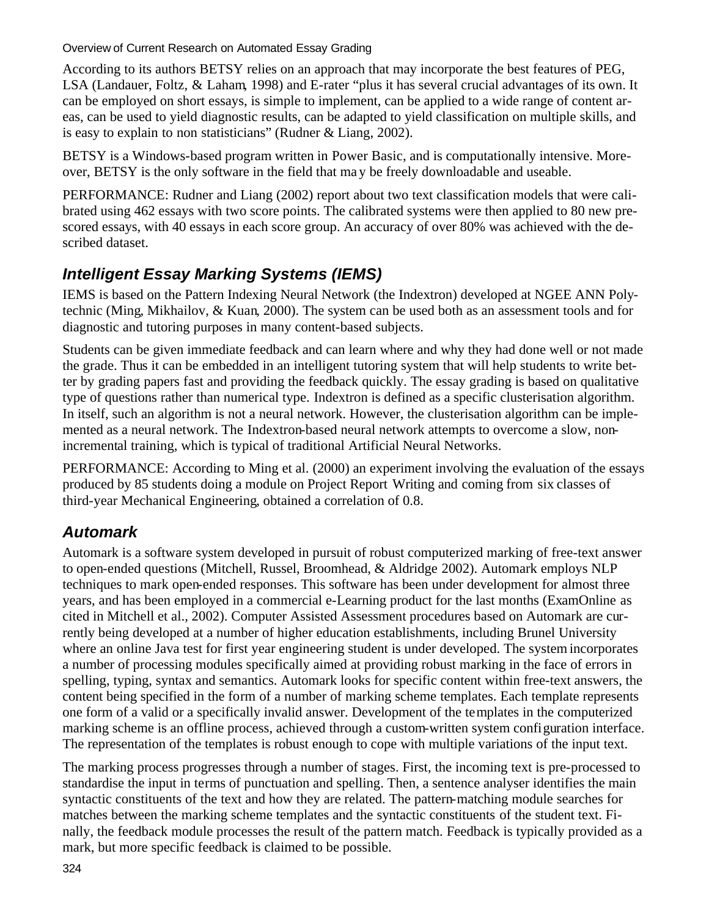According to its authors BETSY relies on an approach that may incorporate the best features of PEG, LSA (Landauer, Foltz, & Laham, 1998) and E-rater "plus it has several crucial advantages of its own. It can be employed on short essays, is simple to implement, can be applied to a wide range of content areas, can be used to yield diagnostic results, can be adapted to yield classification on multiple skills, and is easy to explain to non statisticians" (Rudner & Liang, 2002).

BETSY is a Windows-based program written in Power Basic, and is computationally intensive. Moreover, BETSY is the only software in the field that may be freely downloadable and useable.

PERFORMANCE: Rudner and Liang (2002) report about two text classification models that were calibrated using 462 essays with two score points. The calibrated systems were then applied to 80 new prescored essays, with 40 essays in each score group. An accuracy of over 80% was achieved with the described dataset.

## *Intelligent Essay Marking Systems (IEMS)*

IEMS is based on the Pattern Indexing Neural Network (the Indextron) developed at NGEE ANN Polytechnic (Ming, Mikhailov, & Kuan, 2000). The system can be used both as an assessment tools and for diagnostic and tutoring purposes in many content-based subjects.

Students can be given immediate feedback and can learn where and why they had done well or not made the grade. Thus it can be embedded in an intelligent tutoring system that will help students to write better by grading papers fast and providing the feedback quickly. The essay grading is based on qualitative type of questions rather than numerical type. Indextron is defined as a specific clusterisation algorithm. In itself, such an algorithm is not a neural network. However, the clusterisation algorithm can be implemented as a neural network. The Indextron-based neural network attempts to overcome a slow, non-incremental training, which is typical of traditional Artificial Neural Networks.

PERFORMANCE: According to Ming et al. (2000) an experiment involving the evaluation of the essays produced by 85 students doing a module on Project Report Writing and coming from six classes of third-year Mechanical Engineering, obtained a correlation of 0.8.

## *Automark*

Automark is a software system developed in pursuit of robust computerized marking of free-text answer to open-ended questions (Mitchell, Russel, Broomhead, & Aldridge 2002). Automark employs NLP techniques to mark open-ended responses. This software has been under development for almost three years, and has been employed in a commercial e-Learning product for the last months (ExamOnline as cited in Mitchell et al., 2002). Computer Assisted Assessment procedures based on Automark are currently being developed at a number of higher education establishments, including Brunel University where an online Java test for first year engineering student is under developed. The system incorporates a number of processing modules specifically aimed at providing robust marking in the face of errors in spelling, typing, syntax and semantics. Automark looks for specific content within free-text answers, the content being specified in the form of a number of marking scheme templates. Each template represents one form of a valid or a specifically invalid answer. Development of the templates in the computerized marking scheme is an offline process, achieved through a custom-written system configuration interface. The representation of the templates is robust enough to cope with multiple variations of the input text.

The marking process progresses through a number of stages. First, the incoming text is pre-processed to standardise the input in terms of punctuation and spelling. Then, a sentence analyser identifies the main syntactic constituents of the text and how they are related. The pattern-matching module searches for matches between the marking scheme templates and the syntactic constituents of the student text. Finally, the feedback module processes the result of the pattern match. Feedback is typically provided as a mark, but more specific feedback is claimed to be possible.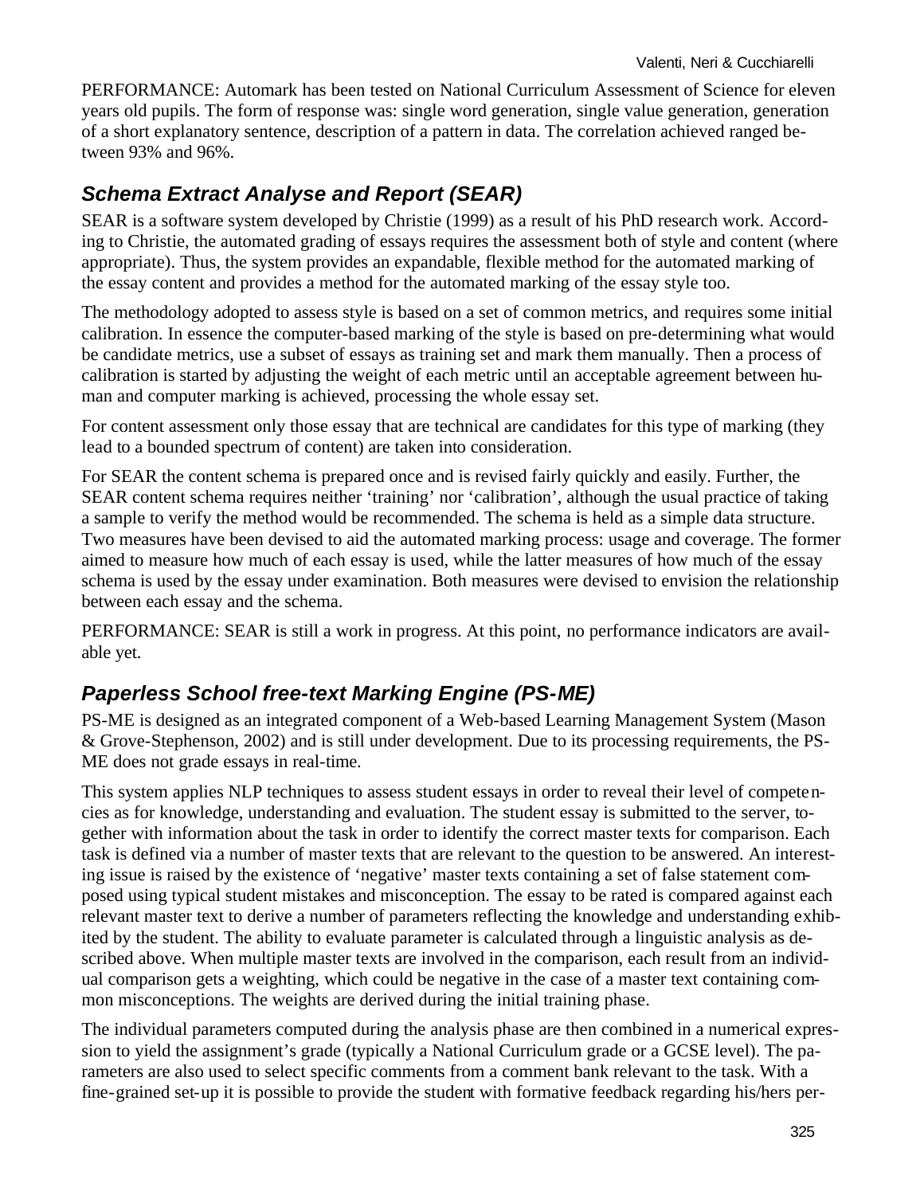PERFORMANCE: Automark has been tested on National Curriculum Assessment of Science for eleven years old pupils. The form of response was: single word generation, single value generation, generation of a short explanatory sentence, description of a pattern in data. The correlation achieved ranged between 93% and 96%.

## Schema Extract Analyse and Report (SEAR)

SEAR is a software system developed by Christie (1999) as a result of his PhD research work. According to Christie, the automated grading of essays requires the assessment both of style and content (where appropriate). Thus, the system provides an expandable, flexible method for the automated marking of the essay content and provides a method for the automated marking of the essay style too.

The methodology adopted to assess style is based on a set of common metrics, and requires some initial calibration. In essence the computer-based marking of the style is based on pre-determining what would be candidate metrics, use a subset of essays as training set and mark them manually. Then a process of calibration is started by adjusting the weight of each metric until an acceptable agreement between human and computer marking is achieved, processing the whole essay set.

For content assessment only those essay that are technical are candidates for this type of marking (they lead to a bounded spectrum of content) are taken into consideration.

For SEAR the content schema is prepared once and is revised fairly quickly and easily. Further, the SEAR content schema requires neither 'training' nor 'calibration', although the usual practice of taking a sample to verify the method would be recommended. The schema is held as a simple data structure. Two measures have been devised to aid the automated marking process: usage and coverage. The former aimed to measure how much of each essay is used, while the latter measures of how much of the essay schema is used by the essay under examination. Both measures were devised to envision the relationship between each essay and the schema.

PERFORMANCE: SEAR is still a work in progress. At this point, no performance indicators are available yet.

## Paperless School free-text Marking Engine (PS-ME)

PS-ME is designed as an integrated component of a Web-based Learning Management System (Mason & Grove-Stephenson, 2002) and is still under development. Due to its processing requirements, the PS-ME does not grade essays in real-time.

This system applies NLP techniques to assess student essays in order to reveal their level of competencies as for knowledge, understanding and evaluation. The student essay is submitted to the server, together with information about the task in order to identify the correct master texts for comparison. Each task is defined via a number of master texts that are relevant to the question to be answered. An interesting issue is raised by the existence of 'negative' master texts containing a set of false statement composed using typical student mistakes and misconception. The essay to be rated is compared against each relevant master text to derive a number of parameters reflecting the knowledge and understanding exhibited by the student. The ability to evaluate parameter is calculated through a linguistic analysis as described above. When multiple master texts are involved in the comparison, each result from an individual comparison gets a weighting, which could be negative in the case of a master text containing common misconceptions. The weights are derived during the initial training phase.

The individual parameters computed during the analysis phase are then combined in a numerical expression to yield the assignment's grade (typically a National Curriculum grade or a GCSE level). The parameters are also used to select specific comments from a comment bank relevant to the task. With a fine-grained set-up it is possible to provide the student with formative feedback regarding his/hers per-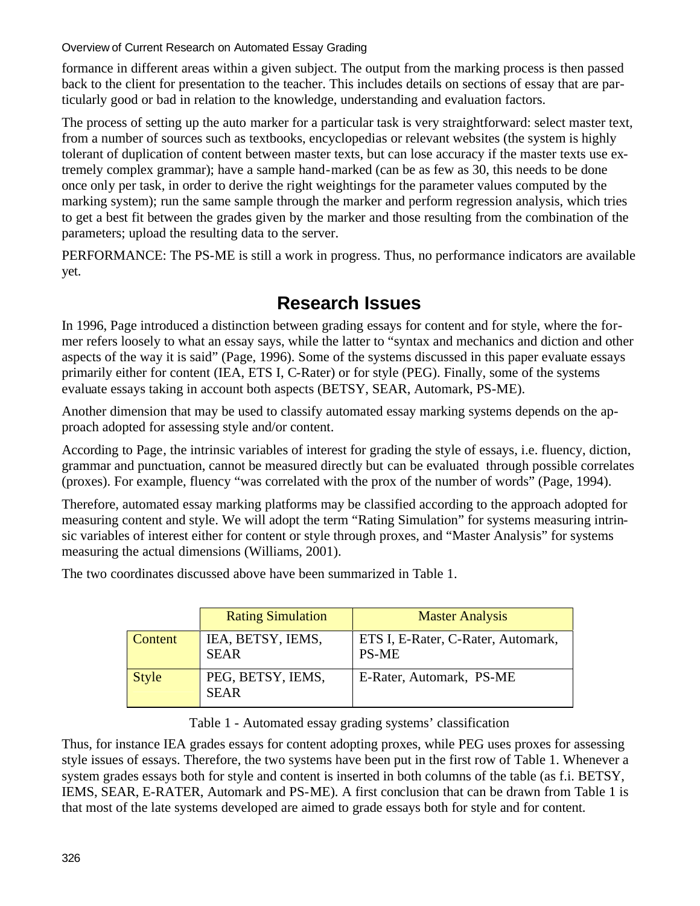formance in different areas within a given subject. The output from the marking process is then passed back to the client for presentation to the teacher. This includes details on sections of essay that are particularly good or bad in relation to the knowledge, understanding and evaluation factors.

The process of setting up the auto marker for a particular task is very straightforward: select master text, from a number of sources such as textbooks, encyclopedias or relevant websites (the system is highly tolerant of duplication of content between master texts, but can lose accuracy if the master texts use extremely complex grammar); have a sample hand-marked (can be as few as 30, this needs to be done once only per task, in order to derive the right weightings for the parameter values computed by the marking system); run the same sample through the marker and perform regression analysis, which tries to get a best fit between the grades given by the marker and those resulting from the combination of the parameters; upload the resulting data to the server.

PERFORMANCE: The PS-ME is still a work in progress. Thus, no performance indicators are available yet.

## Research Issues

In 1996, Page introduced a distinction between grading essays for content and for style, where the former refers loosely to what an essay says, while the latter to "syntax and mechanics and diction and other aspects of the way it is said" (Page, 1996). Some of the systems discussed in this paper evaluate essays primarily either for content (IEA, ETS I, C-Rater) or for style (PEG). Finally, some of the systems evaluate essays taking in account both aspects (BETSY, SEAR, Automark, PS-ME).

Another dimension that may be used to classify automated essay marking systems depends on the approach adopted for assessing style and/or content.

According to Page, the intrinsic variables of interest for grading the style of essays, i.e. fluency, diction, grammar and punctuation, cannot be measured directly but can be evaluated through possible correlates (proxes). For example, fluency "was correlated with the prox of the number of words" (Page, 1994).

Therefore, automated essay marking platforms may be classified according to the approach adopted for measuring content and style. We will adopt the term "Rating Simulation" for systems measuring intrinsic variables of interest either for content or style through proxes, and "Master Analysis" for systems measuring the actual dimensions (Williams, 2001).

The two coordinates discussed above have been summarized in Table 1.

| | Rating Simulation | Master Analysis |
|---|---|---|
| Content | IEA, BETSY, IEMS, SEAR | ETS I, E-Rater, C-Rater, Automark, PS-ME |
| Style | PEG, BETSY, IEMS, SEAR | E-Rater, Automark, PS-ME |

Table 1 - Automated essay grading systems' classification

Thus, for instance IEA grades essays for content adopting proxes, while PEG uses proxes for assessing style issues of essays. Therefore, the two systems have been put in the first row of Table 1. Whenever a system grades essays both for style and content is inserted in both columns of the table (as f.i. BETSY, IEMS, SEAR, E-RATER, Automark and PS-ME). A first conclusion that can be drawn from Table 1 is that most of the late systems developed are aimed to grade essays both for style and for content.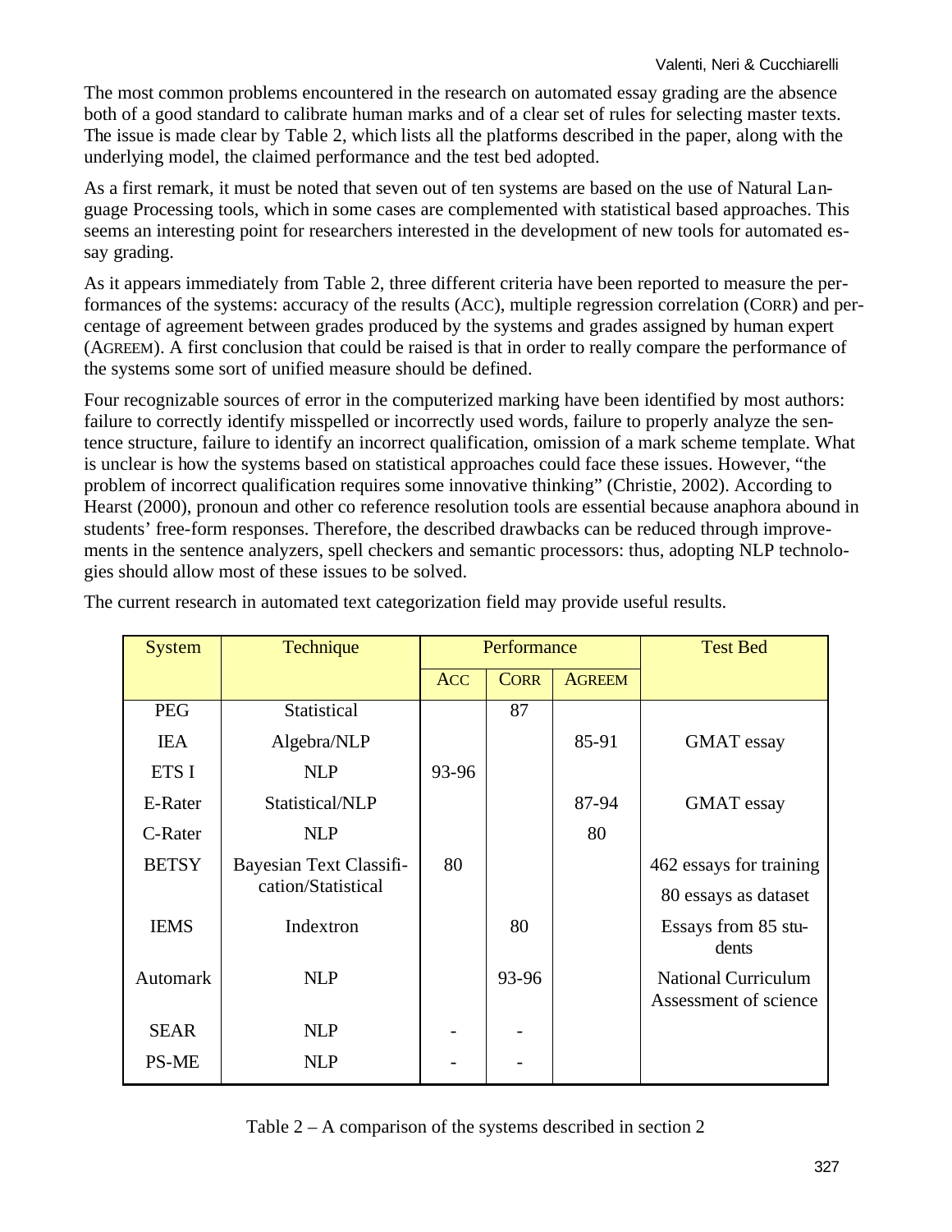The most common problems encountered in the research on automated essay grading are the absence both of a good standard to calibrate human marks and of a clear set of rules for selecting master texts. The issue is made clear by Table 2, which lists all the platforms described in the paper, along with the underlying model, the claimed performance and the test bed adopted.

As a first remark, it must be noted that seven out of ten systems are based on the use of Natural Language Processing tools, which in some cases are complemented with statistical based approaches. This seems an interesting point for researchers interested in the development of new tools for automated essay grading.

As it appears immediately from Table 2, three different criteria have been reported to measure the performances of the systems: accuracy of the results (ACC), multiple regression correlation (CORR) and percentage of agreement between grades produced by the systems and grades assigned by human expert (AGREEM). A first conclusion that could be raised is that in order to really compare the performance of the systems some sort of unified measure should be defined.

Four recognizable sources of error in the computerized marking have been identified by most authors: failure to correctly identify misspelled or incorrectly used words, failure to properly analyze the sentence structure, failure to identify an incorrect qualification, omission of a mark scheme template. What is unclear is how the systems based on statistical approaches could face these issues. However, "the problem of incorrect qualification requires some innovative thinking" (Christie, 2002). According to Hearst (2000), pronoun and other co reference resolution tools are essential because anaphora abound in students' free-form responses. Therefore, the described drawbacks can be reduced through improvements in the sentence analyzers, spell checkers and semantic processors: thus, adopting NLP technologies should allow most of these issues to be solved.

The current research in automated text categorization field may provide useful results.

| System | Technique | Performance | | | Test Bed |
|---|---|---|---|---|---|
| | | ACC | CORR | AGREEM | |
| PEG | Statistical | | 87 | | |
| IEA | Algebra/NLP | | | 85-91 | GMAT essay |
| ETS I | NLP | 93-96 | | | |
| E-Rater | Statistical/NLP | | | 87-94 | GMAT essay |
| C-Rater | NLP | | | 80 | |
| BETSY | Bayesian Text Classification/Statistical | 80 | | | 462 essays for training<br>80 essays as dataset |
| IEMS | Indextron | | 80 | | Essays from 85 students |
| Automark | NLP | | 93-96 | | National Curriculum Assessment of science |
| SEAR | NLP | - | - | | |
| PS-ME | NLP | - | - | | |

Table 2 – A comparison of the systems described in section 2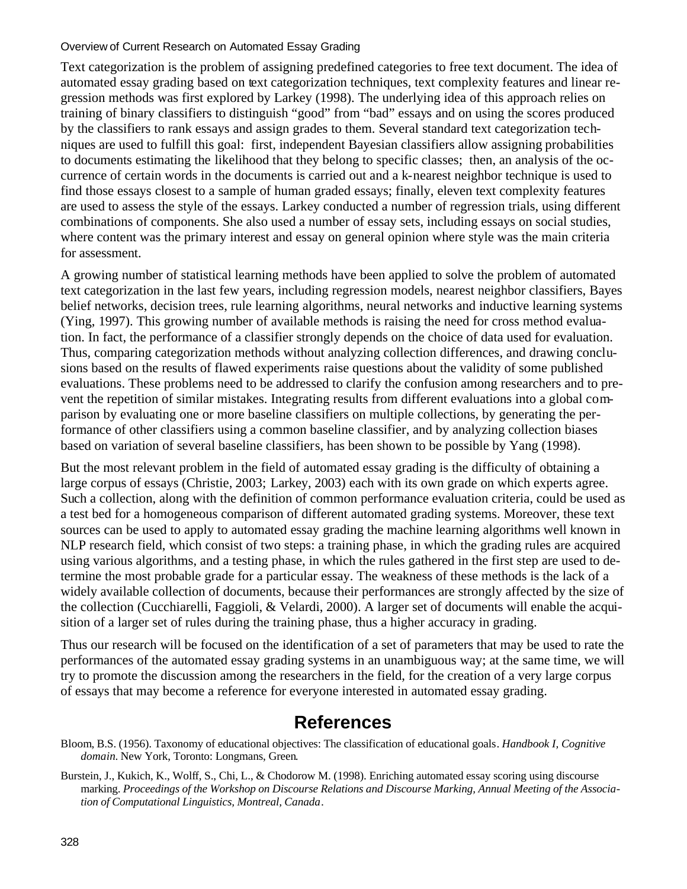Text categorization is the problem of assigning predefined categories to free text document. The idea of automated essay grading based on text categorization techniques, text complexity features and linear regression methods was first explored by Larkey (1998). The underlying idea of this approach relies on training of binary classifiers to distinguish "good" from "bad" essays and on using the scores produced by the classifiers to rank essays and assign grades to them. Several standard text categorization techniques are used to fulfill this goal: first, independent Bayesian classifiers allow assigning probabilities to documents estimating the likelihood that they belong to specific classes; then, an analysis of the occurrence of certain words in the documents is carried out and a k-nearest neighbor technique is used to find those essays closest to a sample of human graded essays; finally, eleven text complexity features are used to assess the style of the essays. Larkey conducted a number of regression trials, using different combinations of components. She also used a number of essay sets, including essays on social studies, where content was the primary interest and essay on general opinion where style was the main criteria for assessment.

A growing number of statistical learning methods have been applied to solve the problem of automated text categorization in the last few years, including regression models, nearest neighbor classifiers, Bayes belief networks, decision trees, rule learning algorithms, neural networks and inductive learning systems (Ying, 1997). This growing number of available methods is raising the need for cross method evaluation. In fact, the performance of a classifier strongly depends on the choice of data used for evaluation. Thus, comparing categorization methods without analyzing collection differences, and drawing conclusions based on the results of flawed experiments raise questions about the validity of some published evaluations. These problems need to be addressed to clarify the confusion among researchers and to prevent the repetition of similar mistakes. Integrating results from different evaluations into a global comparison by evaluating one or more baseline classifiers on multiple collections, by generating the performance of other classifiers using a common baseline classifier, and by analyzing collection biases based on variation of several baseline classifiers, has been shown to be possible by Yang (1998).

But the most relevant problem in the field of automated essay grading is the difficulty of obtaining a large corpus of essays (Christie, 2003; Larkey, 2003) each with its own grade on which experts agree. Such a collection, along with the definition of common performance evaluation criteria, could be used as a test bed for a homogeneous comparison of different automated grading systems. Moreover, these text sources can be used to apply to automated essay grading the machine learning algorithms well known in NLP research field, which consist of two steps: a training phase, in which the grading rules are acquired using various algorithms, and a testing phase, in which the rules gathered in the first step are used to determine the most probable grade for a particular essay. The weakness of these methods is the lack of a widely available collection of documents, because their performances are strongly affected by the size of the collection (Cucchiarelli, Faggioli, & Velardi, 2000). A larger set of documents will enable the acquisition of a larger set of rules during the training phase, thus a higher accuracy in grading.

Thus our research will be focused on the identification of a set of parameters that may be used to rate the performances of the automated essay grading systems in an unambiguous way; at the same time, we will try to promote the discussion among the researchers in the field, for the creation of a very large corpus of essays that may become a reference for everyone interested in automated essay grading.

## References

Bloom, B.S. (1956). Taxonomy of educational objectives: The classification of educational goals. *Handbook I, Cognitive domain*. New York, Toronto: Longmans, Green.

Burstein, J., Kukich, K., Wolff, S., Chi, L., & Chodorow M. (1998). Enriching automated essay scoring using discourse marking. *Proceedings of the Workshop on Discourse Relations and Discourse Marking, Annual Meeting of the Association of Computational Linguistics, Montreal, Canada*.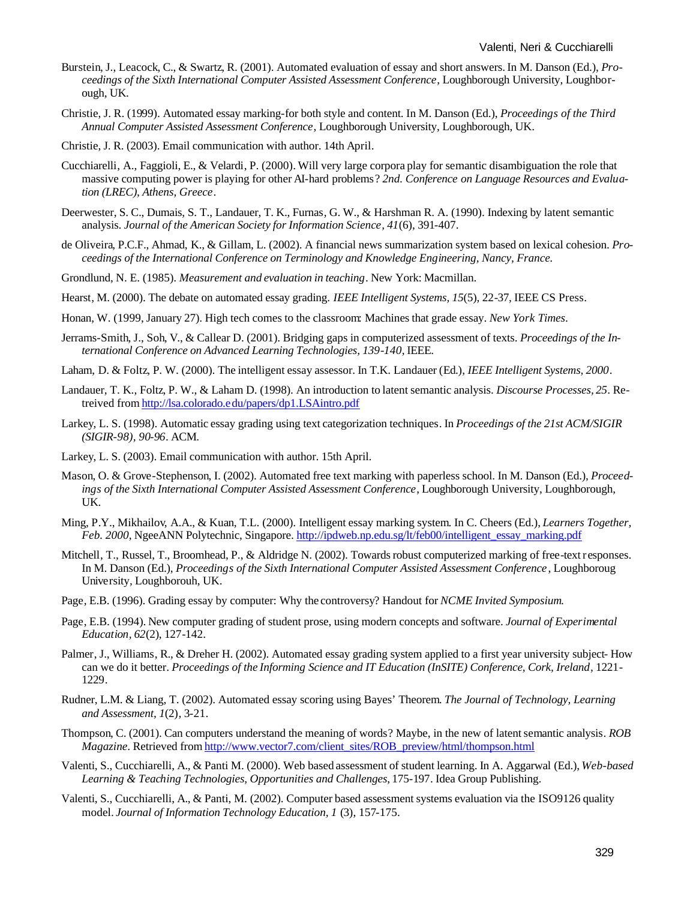Burstein, J., Leacock, C., & Swartz, R. (2001). Automated evaluation of essay and short answers. In M. Danson (Ed.), *Proceedings of the Sixth International Computer Assisted Assessment Conference*, Loughborough University, Loughborough, UK.

Christie, J. R. (1999). Automated essay marking-for both style and content. In M. Danson (Ed.), *Proceedings of the Third Annual Computer Assisted Assessment Conference*, Loughborough University, Loughborough, UK.

Christie, J. R. (2003). Email communication with author. 14th April.

Cucchiarelli, A., Faggioli, E., & Velardi, P. (2000). Will very large corpora play for semantic disambiguation the role that massive computing power is playing for other AI-hard problems? *2nd. Conference on Language Resources and Evaluation (LREC), Athens, Greece*.

Deerwester, S. C., Dumais, S. T., Landauer, T. K., Furnas, G. W., & Harshman R. A. (1990). Indexing by latent semantic analysis. *Journal of the American Society for Information Science, 41*(6), 391-407.

de Oliveira, P.C.F., Ahmad, K., & Gillam, L. (2002). A financial news summarization system based on lexical cohesion. *Proceedings of the International Conference on Terminology and Knowledge Engineering, Nancy, France.*

Grondlund, N. E. (1985). *Measurement and evaluation in teaching*. New York: Macmillan.

Hearst, M. (2000). The debate on automated essay grading. *IEEE Intelligent Systems, 15*(5), 22-37, IEEE CS Press.

Honan, W. (1999, January 27). High tech comes to the classroom: Machines that grade essay. *New York Times*.

Jerrams-Smith, J., Soh, V., & Callear D. (2001). Bridging gaps in computerized assessment of texts. *Proceedings of the International Conference on Advanced Learning Technologies, 139-140*, IEEE.

Laham, D. & Foltz, P. W. (2000). The intelligent essay assessor. In T.K. Landauer (Ed.), *IEEE Intelligent Systems, 2000*.

Landauer, T. K., Foltz, P. W., & Laham D. (1998). An introduction to latent semantic analysis. *Discourse Processes, 25*. Retreived from http://lsa.colorado.edu/papers/dp1.LSAintro.pdf

Larkey, L. S. (1998). Automatic essay grading using text categorization techniques. In *Proceedings of the 21st ACM/SIGIR (SIGIR-98), 90-96*. ACM.

Larkey, L. S. (2003). Email communication with author. 15th April.

Mason, O. & Grove-Stephenson, I. (2002). Automated free text marking with paperless school. In M. Danson (Ed.), *Proceedings of the Sixth International Computer Assisted Assessment Conference*, Loughborough University, Loughborough, UK.

Ming, P.Y., Mikhailov, A.A., & Kuan, T.L. (2000). Intelligent essay marking system. In C. Cheers (Ed.), *Learners Together, Feb. 2000*, NgeeANN Polytechnic, Singapore. http://ipdweb.np.edu.sg/lt/feb00/intelligent_essay_marking.pdf

Mitchell, T., Russel, T., Broomhead, P., & Aldridge N. (2002). Towards robust computerized marking of free-text responses. In M. Danson (Ed.), *Proceedings of the Sixth International Computer Assisted Assessment Conference*, Loughboroug University, Loughborouh, UK.

Page, E.B. (1996). Grading essay by computer: Why the controversy? Handout for *NCME Invited Symposium*.

Page, E.B. (1994). New computer grading of student prose, using modern concepts and software. *Journal of Experimental Education, 62*(2), 127-142.

Palmer, J., Williams, R., & Dreher H. (2002). Automated essay grading system applied to a first year university subject- How can we do it better. *Proceedings of the Informing Science and IT Education (InSITE) Conference, Cork, Ireland*, 1221-1229.

Rudner, L.M. & Liang, T. (2002). Automated essay scoring using Bayes' Theorem. *The Journal of Technology, Learning and Assessment, 1*(2), 3-21.

Thompson, C. (2001). Can computers understand the meaning of words? Maybe, in the new of latent semantic analysis. *ROB Magazine*. Retrieved from http://www.vector7.com/client_sites/ROB_preview/html/thompson.html

Valenti, S., Cucchiarelli, A., & Panti M. (2000). Web based assessment of student learning. In A. Aggarwal (Ed.), *Web-based Learning & Teaching Technologies, Opportunities and Challenges*, 175-197. Idea Group Publishing.

Valenti, S., Cucchiarelli, A., & Panti, M. (2002). Computer based assessment systems evaluation via the ISO9126 quality model. *Journal of Information Technology Education, 1* (3), 157-175.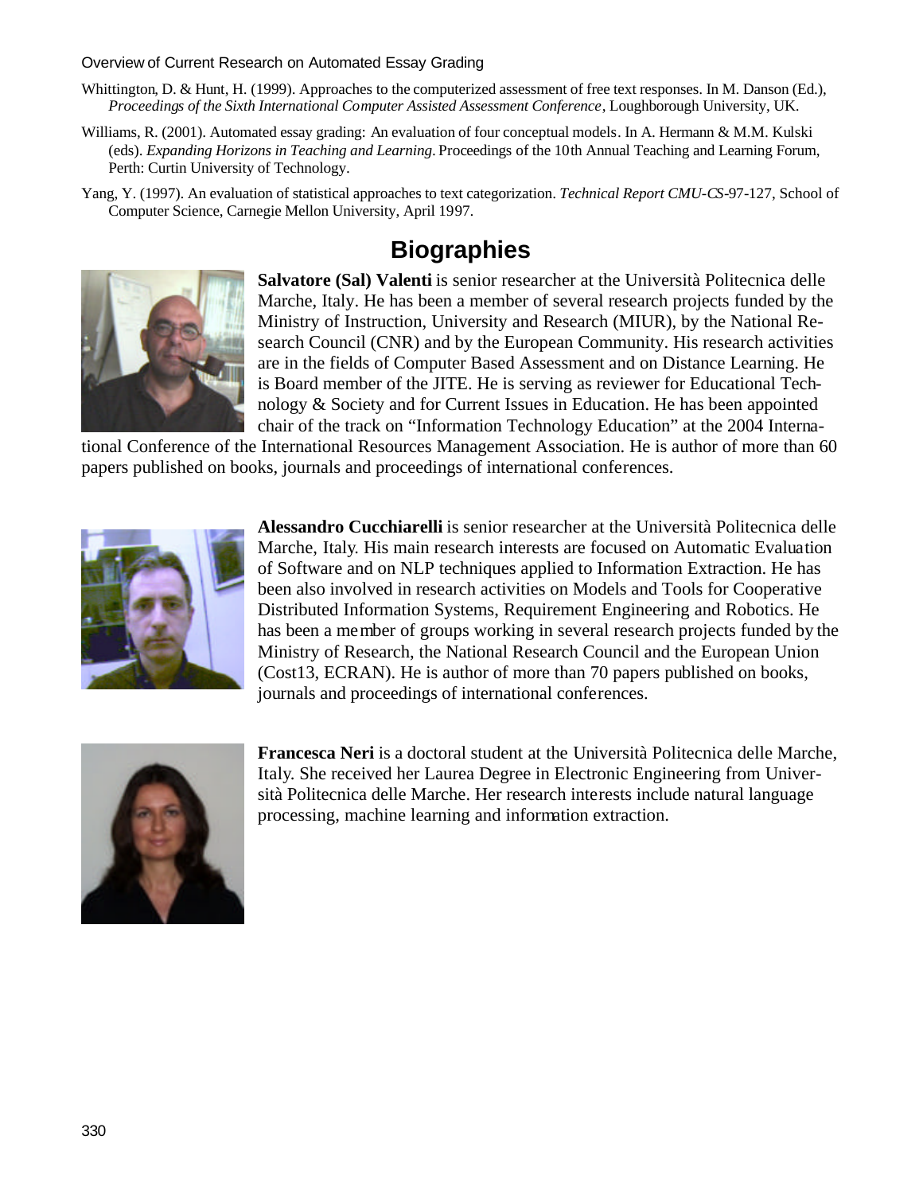Whittington, D. & Hunt, H. (1999). Approaches to the computerized assessment of free text responses. In M. Danson (Ed.), *Proceedings of the Sixth International Computer Assisted Assessment Conference*, Loughborough University, UK.

Williams, R. (2001). Automated essay grading: An evaluation of four conceptual models. In A. Hermann & M.M. Kulski (eds). *Expanding Horizons in Teaching and Learning*. Proceedings of the 10th Annual Teaching and Learning Forum, Perth: Curtin University of Technology.

Yang, Y. (1997). An evaluation of statistical approaches to text categorization. *Technical Report CMU-CS*-97-127, School of Computer Science, Carnegie Mellon University, April 1997.

## Biographies

**Salvatore (Sal) Valenti** is senior researcher at the Università Politecnica delle Marche, Italy. He has been a member of several research projects funded by the Ministry of Instruction, University and Research (MIUR), by the National Research Council (CNR) and by the European Community. His research activities are in the fields of Computer Based Assessment and on Distance Learning. He is Board member of the JITE. He is serving as reviewer for Educational Technology & Society and for Current Issues in Education. He has been appointed chair of the track on "Information Technology Education" at the 2004 International Conference of the International Resources Management Association. He is author of more than 60 papers published on books, journals and proceedings of international conferences.

**Alessandro Cucchiarelli** is senior researcher at the Università Politecnica delle Marche, Italy. His main research interests are focused on Automatic Evaluation of Software and on NLP techniques applied to Information Extraction. He has been also involved in research activities on Models and Tools for Cooperative Distributed Information Systems, Requirement Engineering and Robotics. He has been a member of groups working in several research projects funded by the Ministry of Research, the National Research Council and the European Union (Cost13, ECRAN). He is author of more than 70 papers published on books, journals and proceedings of international conferences.

**Francesca Neri** is a doctoral student at the Università Politecnica delle Marche, Italy. She received her Laurea Degree in Electronic Engineering from Università Politecnica delle Marche. Her research interests include natural language processing, machine learning and information extraction.